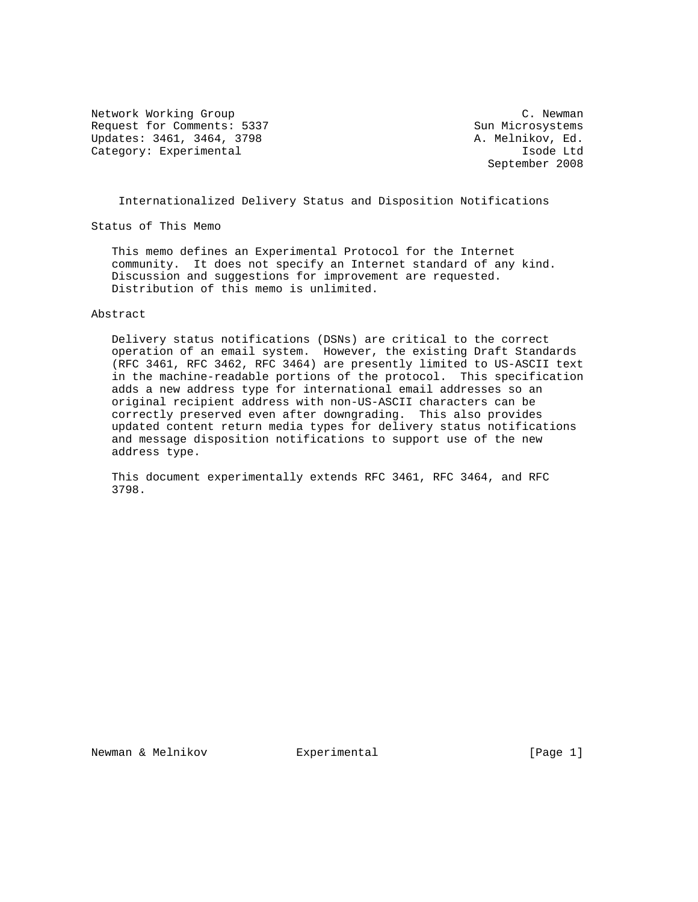Network Working Group C. Newman
Request for Comments: 5337 Sun Microsystems
Updates: 3461, 3464, 3798 A. Melnikov, Ed.
Category: Experimental Isode Ltd
September 2008

# Internationalized Delivery Status and Disposition Notifications

## Status of This Memo

This memo defines an Experimental Protocol for the Internet community. It does not specify an Internet standard of any kind. Discussion and suggestions for improvement are requested. Distribution of this memo is unlimited.

## Abstract

Delivery status notifications (DSNs) are critical to the correct operation of an email system. However, the existing Draft Standards (RFC 3461, RFC 3462, RFC 3464) are presently limited to US-ASCII text in the machine-readable portions of the protocol. This specification adds a new address type for international email addresses so an original recipient address with non-US-ASCII characters can be correctly preserved even after downgrading. This also provides updated content return media types for delivery status notifications and message disposition notifications to support use of the new address type.

This document experimentally extends RFC 3461, RFC 3464, and RFC 3798.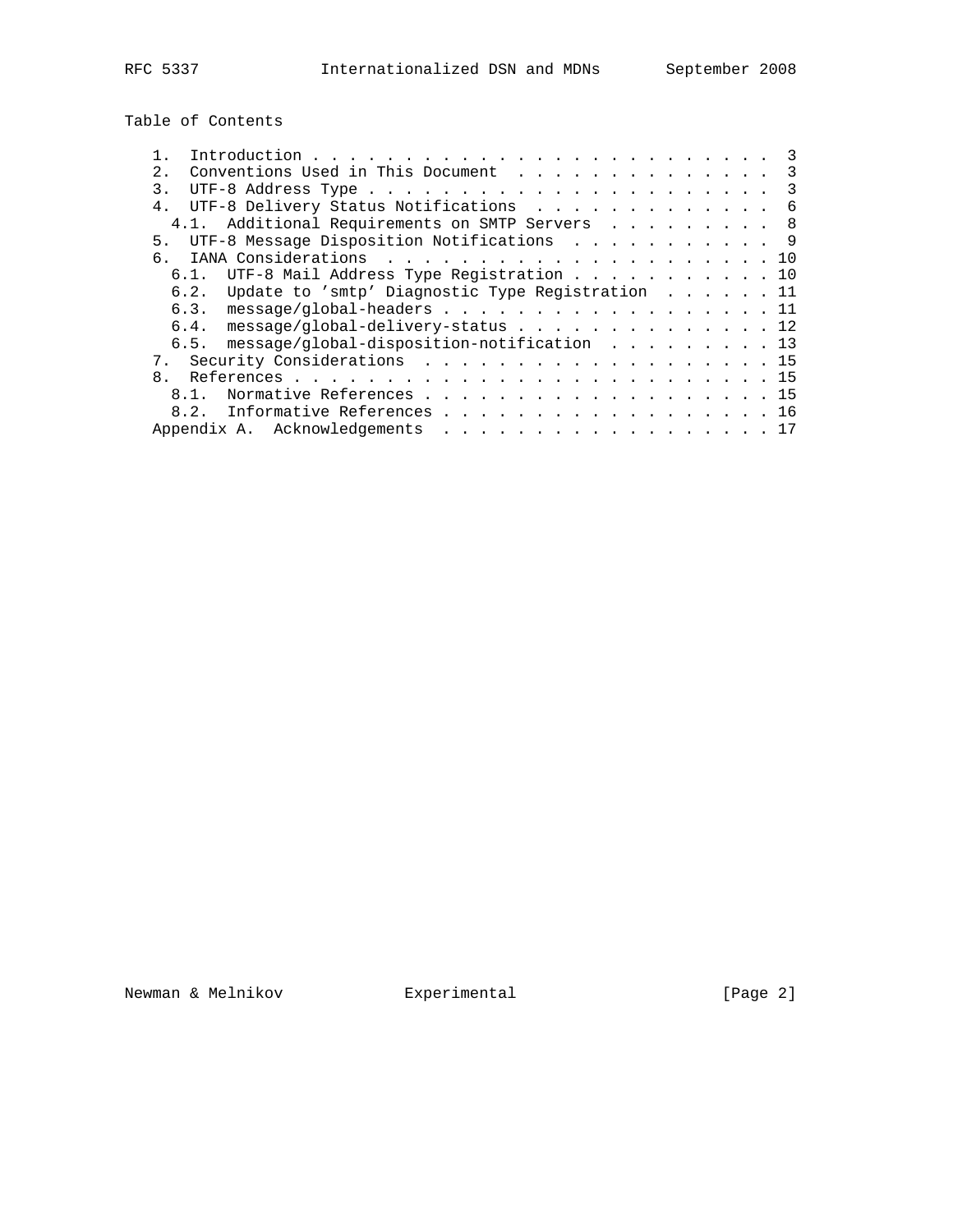## Table of Contents

```
   1.  Introduction . . . . . . . . . . . . . . . . . . . . . . . . .  3
   2.  Conventions Used in This Document  . . . . . . . . . . . . . .  3
   3.  UTF-8 Address Type . . . . . . . . . . . . . . . . . . . . . .  3
   4.  UTF-8 Delivery Status Notifications  . . . . . . . . . . . . .  6
     4.1.  Additional Requirements on SMTP Servers  . . . . . . . . .  8
   5.  UTF-8 Message Disposition Notifications  . . . . . . . . . . .  9
   6.  IANA Considerations  . . . . . . . . . . . . . . . . . . . . . 10
     6.1.  UTF-8 Mail Address Type Registration . . . . . . . . . . . 10
     6.2.  Update to 'smtp' Diagnostic Type Registration  . . . . . . 11
     6.3.  message/global-headers . . . . . . . . . . . . . . . . . . 11
     6.4.  message/global-delivery-status . . . . . . . . . . . . . . 12
     6.5.  message/global-disposition-notification  . . . . . . . . . 13
   7.  Security Considerations  . . . . . . . . . . . . . . . . . . . 15
   8.  References . . . . . . . . . . . . . . . . . . . . . . . . . . 15
     8.1.  Normative References . . . . . . . . . . . . . . . . . . . 15
     8.2.  Informative References . . . . . . . . . . . . . . . . . . 16
   Appendix A.  Acknowledgements  . . . . . . . . . . . . . . . . . . 17
```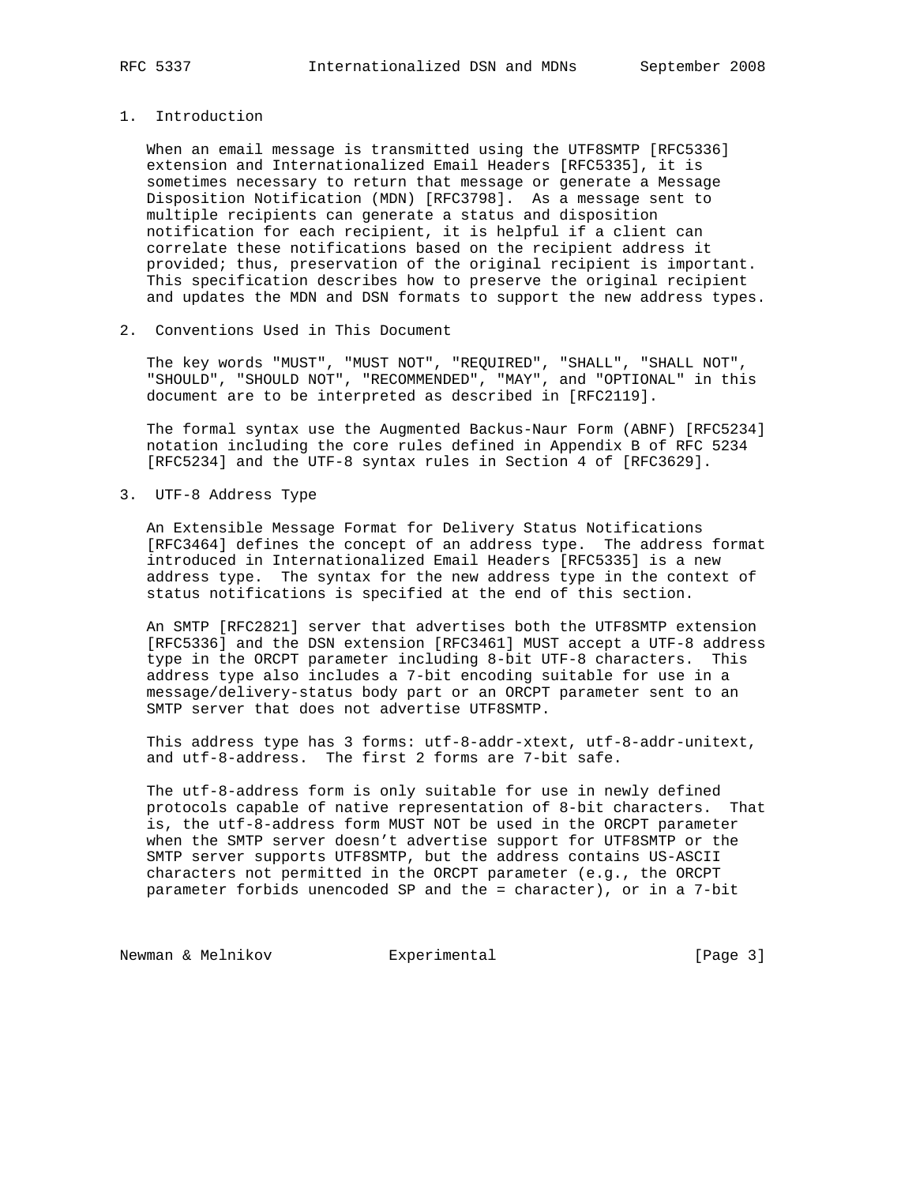## 1. Introduction

When an email message is transmitted using the UTF8SMTP [RFC5336] extension and Internationalized Email Headers [RFC5335], it is sometimes necessary to return that message or generate a Message Disposition Notification (MDN) [RFC3798]. As a message sent to multiple recipients can generate a status and disposition notification for each recipient, it is helpful if a client can correlate these notifications based on the recipient address it provided; thus, preservation of the original recipient is important. This specification describes how to preserve the original recipient and updates the MDN and DSN formats to support the new address types.

## 2. Conventions Used in This Document

The key words "MUST", "MUST NOT", "REQUIRED", "SHALL", "SHALL NOT", "SHOULD", "SHOULD NOT", "RECOMMENDED", "MAY", and "OPTIONAL" in this document are to be interpreted as described in [RFC2119].

The formal syntax use the Augmented Backus-Naur Form (ABNF) [RFC5234] notation including the core rules defined in Appendix B of RFC 5234 [RFC5234] and the UTF-8 syntax rules in Section 4 of [RFC3629].

## 3. UTF-8 Address Type

An Extensible Message Format for Delivery Status Notifications [RFC3464] defines the concept of an address type. The address format introduced in Internationalized Email Headers [RFC5335] is a new address type. The syntax for the new address type in the context of status notifications is specified at the end of this section.

An SMTP [RFC2821] server that advertises both the UTF8SMTP extension [RFC5336] and the DSN extension [RFC3461] MUST accept a UTF-8 address type in the ORCPT parameter including 8-bit UTF-8 characters. This address type also includes a 7-bit encoding suitable for use in a message/delivery-status body part or an ORCPT parameter sent to an SMTP server that does not advertise UTF8SMTP.

This address type has 3 forms: utf-8-addr-xtext, utf-8-addr-unitext, and utf-8-address. The first 2 forms are 7-bit safe.

The utf-8-address form is only suitable for use in newly defined protocols capable of native representation of 8-bit characters. That is, the utf-8-address form MUST NOT be used in the ORCPT parameter when the SMTP server doesn't advertise support for UTF8SMTP or the SMTP server supports UTF8SMTP, but the address contains US-ASCII characters not permitted in the ORCPT parameter (e.g., the ORCPT parameter forbids unencoded SP and the = character), or in a 7-bit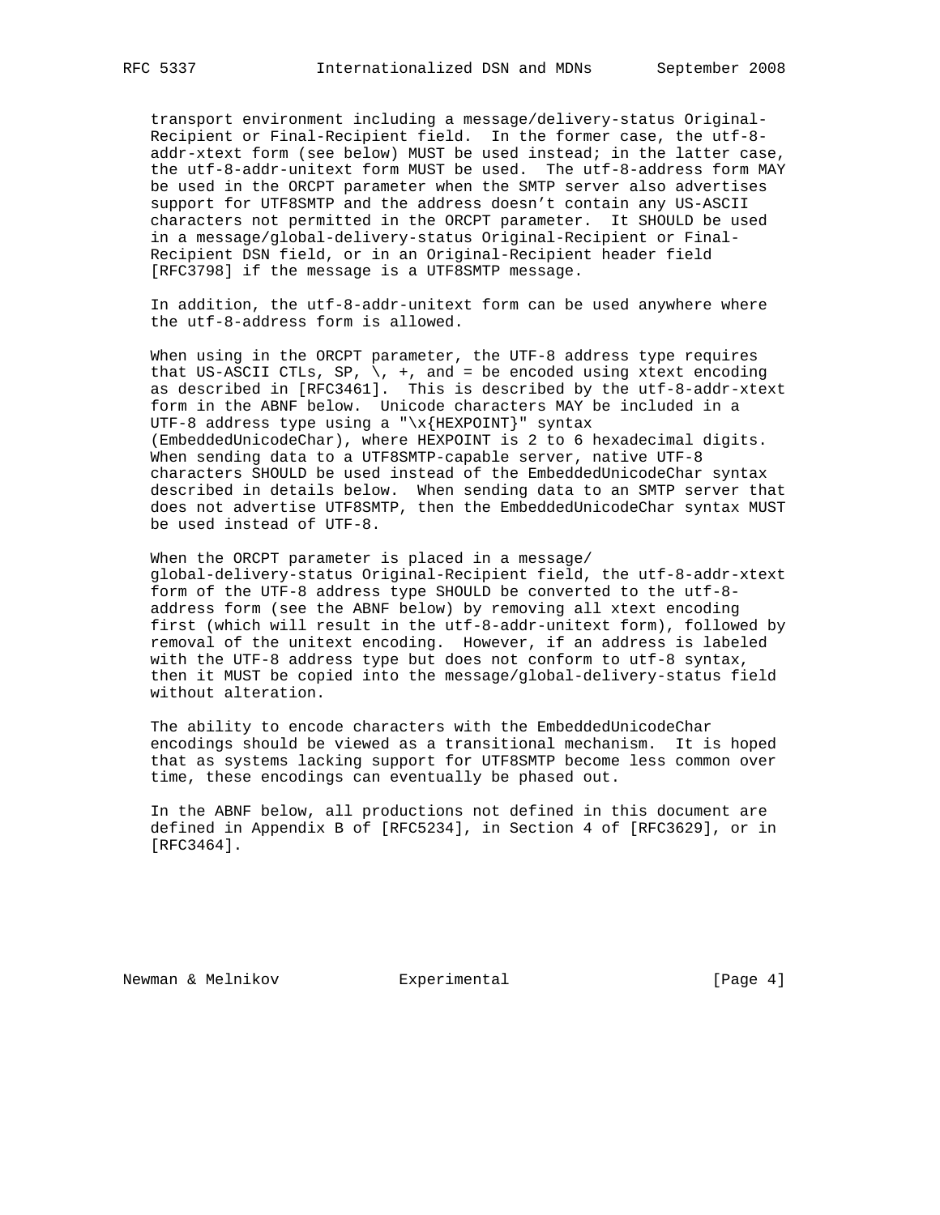transport environment including a message/delivery-status Original-Recipient or Final-Recipient field. In the former case, the utf-8-addr-xtext form (see below) MUST be used instead; in the latter case, the utf-8-addr-unitext form MUST be used. The utf-8-address form MAY be used in the ORCPT parameter when the SMTP server also advertises support for UTF8SMTP and the address doesn't contain any US-ASCII characters not permitted in the ORCPT parameter. It SHOULD be used in a message/global-delivery-status Original-Recipient or Final-Recipient DSN field, or in an Original-Recipient header field [RFC3798] if the message is a UTF8SMTP message.

In addition, the utf-8-addr-unitext form can be used anywhere where the utf-8-address form is allowed.

When using in the ORCPT parameter, the UTF-8 address type requires that US-ASCII CTLs, SP, \, +, and = be encoded using xtext encoding as described in [RFC3461]. This is described by the utf-8-addr-xtext form in the ABNF below. Unicode characters MAY be included in a UTF-8 address type using a "\x{HEXPOINT}" syntax (EmbeddedUnicodeChar), where HEXPOINT is 2 to 6 hexadecimal digits. When sending data to a UTF8SMTP-capable server, native UTF-8 characters SHOULD be used instead of the EmbeddedUnicodeChar syntax described in details below. When sending data to an SMTP server that does not advertise UTF8SMTP, then the EmbeddedUnicodeChar syntax MUST be used instead of UTF-8.

When the ORCPT parameter is placed in a message/global-delivery-status Original-Recipient field, the utf-8-addr-xtext form of the UTF-8 address type SHOULD be converted to the utf-8-address form (see the ABNF below) by removing all xtext encoding first (which will result in the utf-8-addr-unitext form), followed by removal of the unitext encoding. However, if an address is labeled with the UTF-8 address type but does not conform to utf-8 syntax, then it MUST be copied into the message/global-delivery-status field without alteration.

The ability to encode characters with the EmbeddedUnicodeChar encodings should be viewed as a transitional mechanism. It is hoped that as systems lacking support for UTF8SMTP become less common over time, these encodings can eventually be phased out.

In the ABNF below, all productions not defined in this document are defined in Appendix B of [RFC5234], in Section 4 of [RFC3629], or in [RFC3464].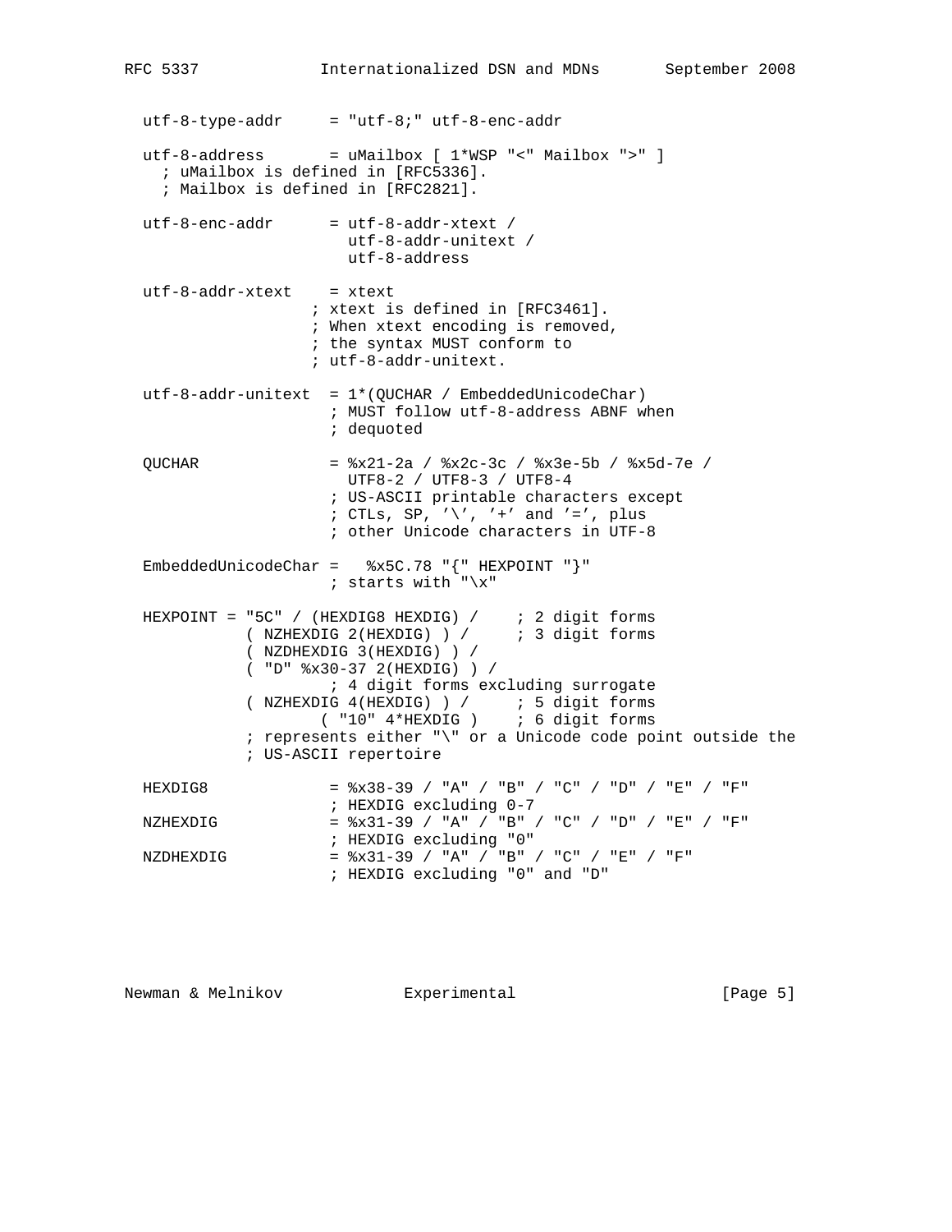```
utf-8-type-addr     = "utf-8;" utf-8-enc-addr

utf-8-address       = uMailbox [ 1*WSP "<" Mailbox ">" ]
  ; uMailbox is defined in [RFC5336].
  ; Mailbox is defined in [RFC2821].

utf-8-enc-addr      = utf-8-addr-xtext /
                      utf-8-addr-unitext /
                      utf-8-address

utf-8-addr-xtext    = xtext
                   ; xtext is defined in [RFC3461].
                   ; When xtext encoding is removed,
                   ; the syntax MUST conform to
                   ; utf-8-addr-unitext.

utf-8-addr-unitext  = 1*(QUCHAR / EmbeddedUnicodeChar)
                    ; MUST follow utf-8-address ABNF when
                    ; dequoted

QUCHAR              = %x21-2a / %x2c-3c / %x3e-5b / %x5d-7e /
                      UTF8-2 / UTF8-3 / UTF8-4
                    ; US-ASCII printable characters except
                    ; CTLs, SP, '\', '+' and '=', plus
                    ; other Unicode characters in UTF-8

EmbeddedUnicodeChar =   %x5C.78 "{" HEXPOINT "}"
                    ; starts with "\x"

HEXPOINT = "5C" / (HEXDIG8 HEXDIG) /    ; 2 digit forms
           ( NZHEXDIG 2(HEXDIG) ) /     ; 3 digit forms
           ( NZDHEXDIG 3(HEXDIG) ) /
           ( "D" %x30-37 2(HEXDIG) ) /
                    ; 4 digit forms excluding surrogate
           ( NZHEXDIG 4(HEXDIG) ) /     ; 5 digit forms
                  ( "10" 4*HEXDIG )    ; 6 digit forms
           ; represents either "\" or a Unicode code point outside the
           ; US-ASCII repertoire

HEXDIG8             = %x38-39 / "A" / "B" / "C" / "D" / "E" / "F"
                    ; HEXDIG excluding 0-7
NZHEXDIG            = %x31-39 / "A" / "B" / "C" / "D" / "E" / "F"
                    ; HEXDIG excluding "0"
NZDHEXDIG           = %x31-39 / "A" / "B" / "C" / "E" / "F"
                    ; HEXDIG excluding "0" and "D"
```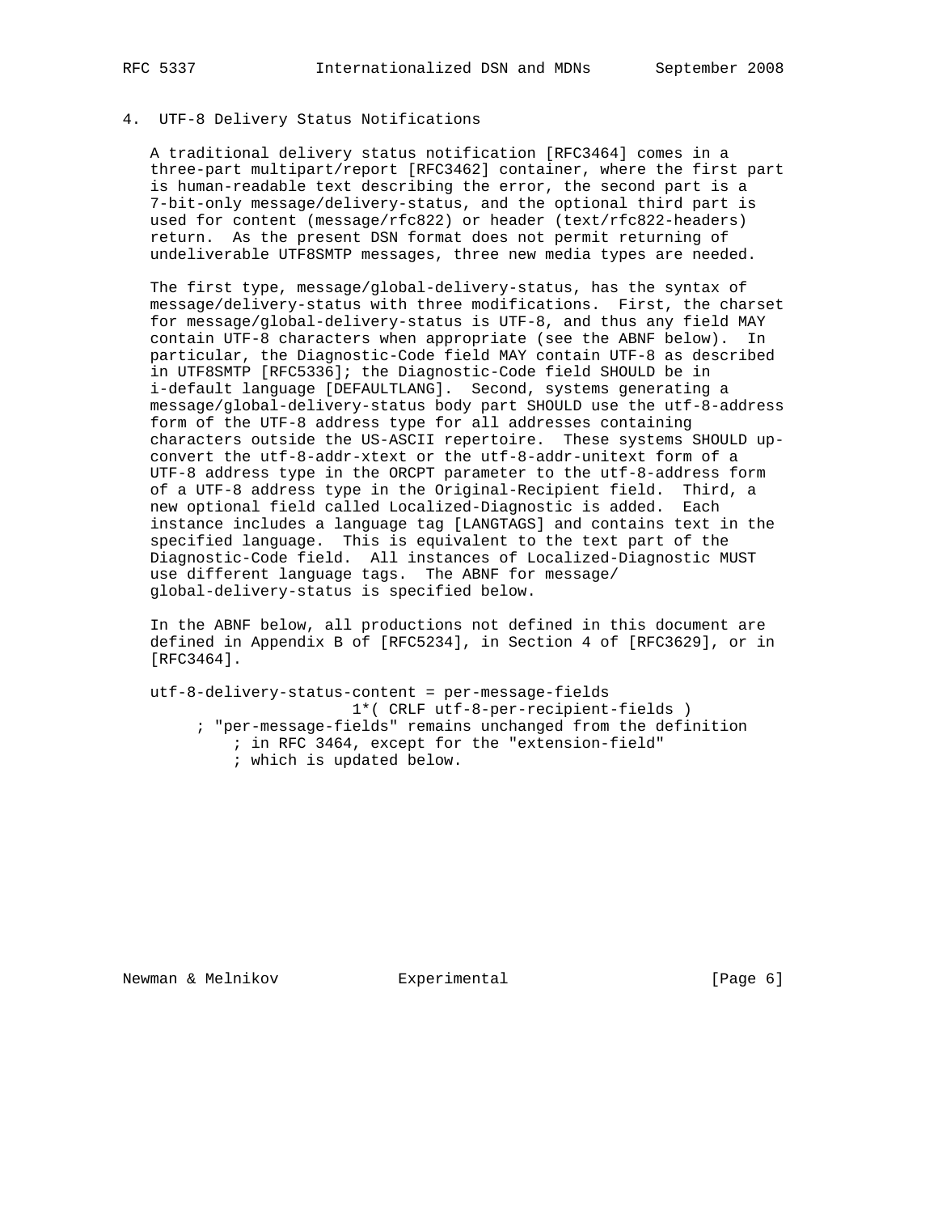## 4. UTF-8 Delivery Status Notifications

A traditional delivery status notification [RFC3464] comes in a three-part multipart/report [RFC3462] container, where the first part is human-readable text describing the error, the second part is a 7-bit-only message/delivery-status, and the optional third part is used for content (message/rfc822) or header (text/rfc822-headers) return. As the present DSN format does not permit returning of undeliverable UTF8SMTP messages, three new media types are needed.

The first type, message/global-delivery-status, has the syntax of message/delivery-status with three modifications. First, the charset for message/global-delivery-status is UTF-8, and thus any field MAY contain UTF-8 characters when appropriate (see the ABNF below). In particular, the Diagnostic-Code field MAY contain UTF-8 as described in UTF8SMTP [RFC5336]; the Diagnostic-Code field SHOULD be in i-default language [DEFAULTLANG]. Second, systems generating a message/global-delivery-status body part SHOULD use the utf-8-address form of the UTF-8 address type for all addresses containing characters outside the US-ASCII repertoire. These systems SHOULD up-convert the utf-8-addr-xtext or the utf-8-addr-unitext form of a UTF-8 address type in the ORCPT parameter to the utf-8-address form of a UTF-8 address type in the Original-Recipient field. Third, a new optional field called Localized-Diagnostic is added. Each instance includes a language tag [LANGTAGS] and contains text in the specified language. This is equivalent to the text part of the Diagnostic-Code field. All instances of Localized-Diagnostic MUST use different language tags. The ABNF for message/global-delivery-status is specified below.

In the ABNF below, all productions not defined in this document are defined in Appendix B of [RFC5234], in Section 4 of [RFC3629], or in [RFC3464].

```
utf-8-delivery-status-content = per-message-fields
                     1*( CRLF utf-8-per-recipient-fields )
     ; "per-message-fields" remains unchanged from the definition
        ; in RFC 3464, except for the "extension-field"
        ; which is updated below.
```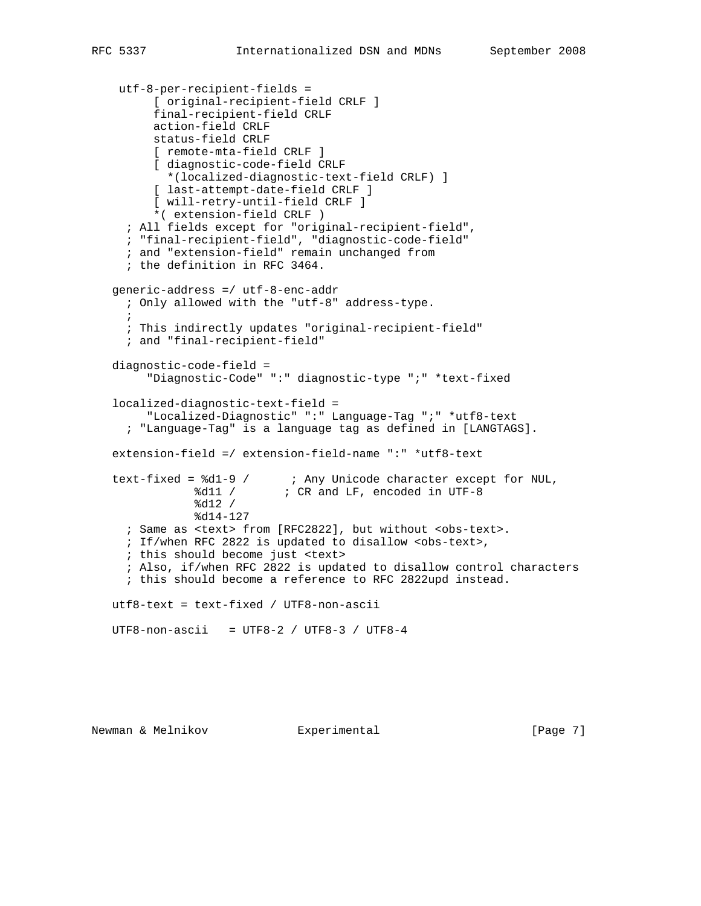```
 utf-8-per-recipient-fields =
      [ original-recipient-field CRLF ]
      final-recipient-field CRLF
      action-field CRLF
      status-field CRLF
      [ remote-mta-field CRLF ]
      [ diagnostic-code-field CRLF
        *(localized-diagnostic-text-field CRLF) ]
      [ last-attempt-date-field CRLF ]
      [ will-retry-until-field CRLF ]
      *( extension-field CRLF )
  ; All fields except for "original-recipient-field",
  ; "final-recipient-field", "diagnostic-code-field"
  ; and "extension-field" remain unchanged from
  ; the definition in RFC 3464.

generic-address =/ utf-8-enc-addr
  ; Only allowed with the "utf-8" address-type.
  ;
  ; This indirectly updates "original-recipient-field"
  ; and "final-recipient-field"

diagnostic-code-field =
     "Diagnostic-Code" ":" diagnostic-type ";" *text-fixed

localized-diagnostic-text-field =
     "Localized-Diagnostic" ":" Language-Tag ";" *utf8-text
  ; "Language-Tag" is a language tag as defined in [LANGTAGS].

extension-field =/ extension-field-name ":" *utf8-text

text-fixed = %d1-9 /      ; Any Unicode character except for NUL,
             %d11 /       ; CR and LF, encoded in UTF-8
             %d12 /
             %d14-127
  ; Same as <text> from [RFC2822], but without <obs-text>.
  ; If/when RFC 2822 is updated to disallow <obs-text>,
  ; this should become just <text>
  ; Also, if/when RFC 2822 is updated to disallow control characters
  ; this should become a reference to RFC 2822upd instead.

utf8-text = text-fixed / UTF8-non-ascii

UTF8-non-ascii   = UTF8-2 / UTF8-3 / UTF8-4
```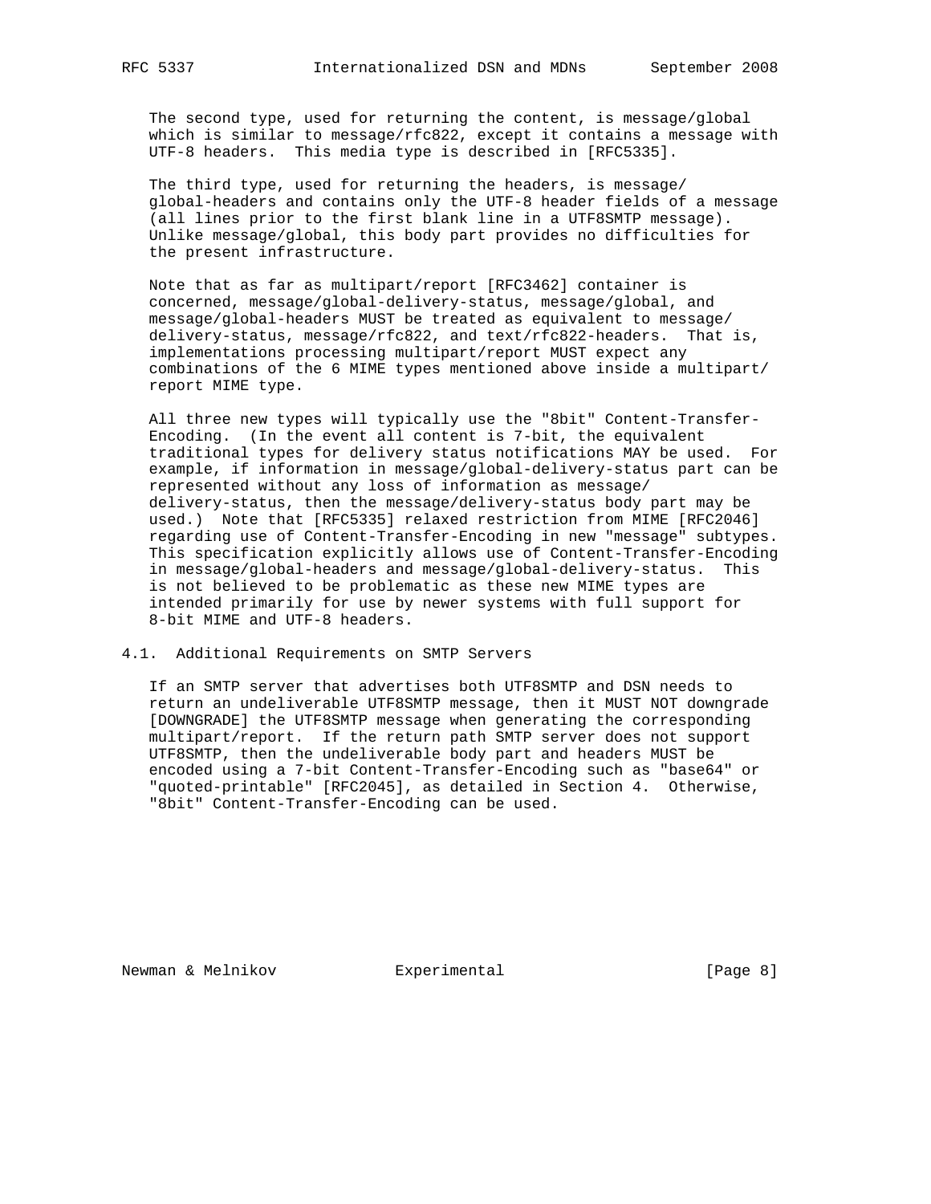The second type, used for returning the content, is message/global which is similar to message/rfc822, except it contains a message with UTF-8 headers. This media type is described in [RFC5335].

The third type, used for returning the headers, is message/global-headers and contains only the UTF-8 header fields of a message (all lines prior to the first blank line in a UTF8SMTP message). Unlike message/global, this body part provides no difficulties for the present infrastructure.

Note that as far as multipart/report [RFC3462] container is concerned, message/global-delivery-status, message/global, and message/global-headers MUST be treated as equivalent to message/delivery-status, message/rfc822, and text/rfc822-headers. That is, implementations processing multipart/report MUST expect any combinations of the 6 MIME types mentioned above inside a multipart/report MIME type.

All three new types will typically use the "8bit" Content-Transfer-Encoding. (In the event all content is 7-bit, the equivalent traditional types for delivery status notifications MAY be used. For example, if information in message/global-delivery-status part can be represented without any loss of information as message/delivery-status, then the message/delivery-status body part may be used.) Note that [RFC5335] relaxed restriction from MIME [RFC2046] regarding use of Content-Transfer-Encoding in new "message" subtypes. This specification explicitly allows use of Content-Transfer-Encoding in message/global-headers and message/global-delivery-status. This is not believed to be problematic as these new MIME types are intended primarily for use by newer systems with full support for 8-bit MIME and UTF-8 headers.

## 4.1. Additional Requirements on SMTP Servers

If an SMTP server that advertises both UTF8SMTP and DSN needs to return an undeliverable UTF8SMTP message, then it MUST NOT downgrade [DOWNGRADE] the UTF8SMTP message when generating the corresponding multipart/report. If the return path SMTP server does not support UTF8SMTP, then the undeliverable body part and headers MUST be encoded using a 7-bit Content-Transfer-Encoding such as "base64" or "quoted-printable" [RFC2045], as detailed in Section 4. Otherwise, "8bit" Content-Transfer-Encoding can be used.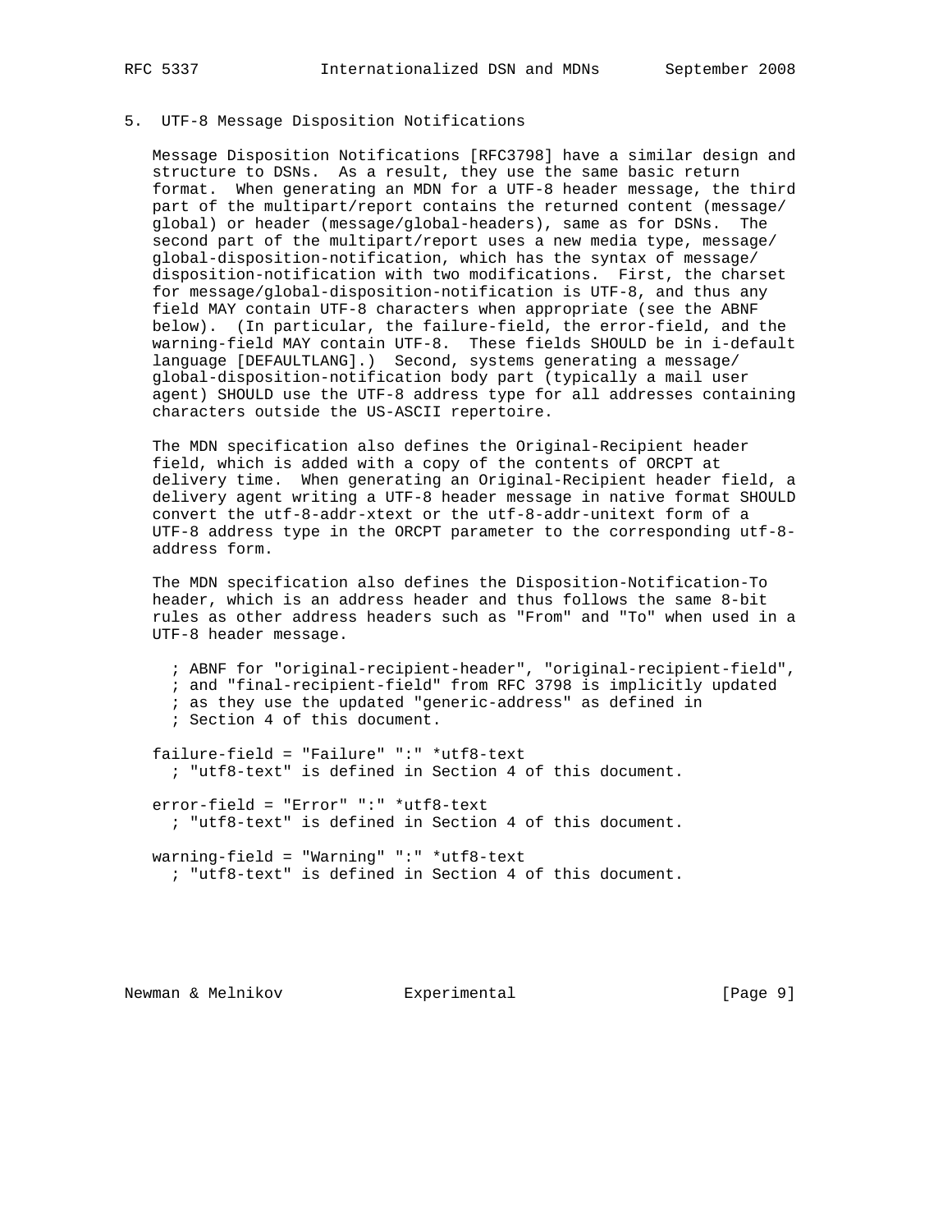## 5. UTF-8 Message Disposition Notifications

Message Disposition Notifications [RFC3798] have a similar design and structure to DSNs. As a result, they use the same basic return format. When generating an MDN for a UTF-8 header message, the third part of the multipart/report contains the returned content (message/global) or header (message/global-headers), same as for DSNs. The second part of the multipart/report uses a new media type, message/global-disposition-notification, which has the syntax of message/disposition-notification with two modifications. First, the charset for message/global-disposition-notification is UTF-8, and thus any field MAY contain UTF-8 characters when appropriate (see the ABNF below). (In particular, the failure-field, the error-field, and the warning-field MAY contain UTF-8. These fields SHOULD be in i-default language [DEFAULTLANG].) Second, systems generating a message/global-disposition-notification body part (typically a mail user agent) SHOULD use the UTF-8 address type for all addresses containing characters outside the US-ASCII repertoire.

The MDN specification also defines the Original-Recipient header field, which is added with a copy of the contents of ORCPT at delivery time. When generating an Original-Recipient header field, a delivery agent writing a UTF-8 header message in native format SHOULD convert the utf-8-addr-xtext or the utf-8-addr-unitext form of a UTF-8 address type in the ORCPT parameter to the corresponding utf-8-address form.

The MDN specification also defines the Disposition-Notification-To header, which is an address header and thus follows the same 8-bit rules as other address headers such as "From" and "To" when used in a UTF-8 header message.

```
  ; ABNF for "original-recipient-header", "original-recipient-field",
  ; and "final-recipient-field" from RFC 3798 is implicitly updated
  ; as they use the updated "generic-address" as defined in
  ; Section 4 of this document.

failure-field = "Failure" ":" *utf8-text
  ; "utf8-text" is defined in Section 4 of this document.

error-field = "Error" ":" *utf8-text
  ; "utf8-text" is defined in Section 4 of this document.

warning-field = "Warning" ":" *utf8-text
  ; "utf8-text" is defined in Section 4 of this document.
```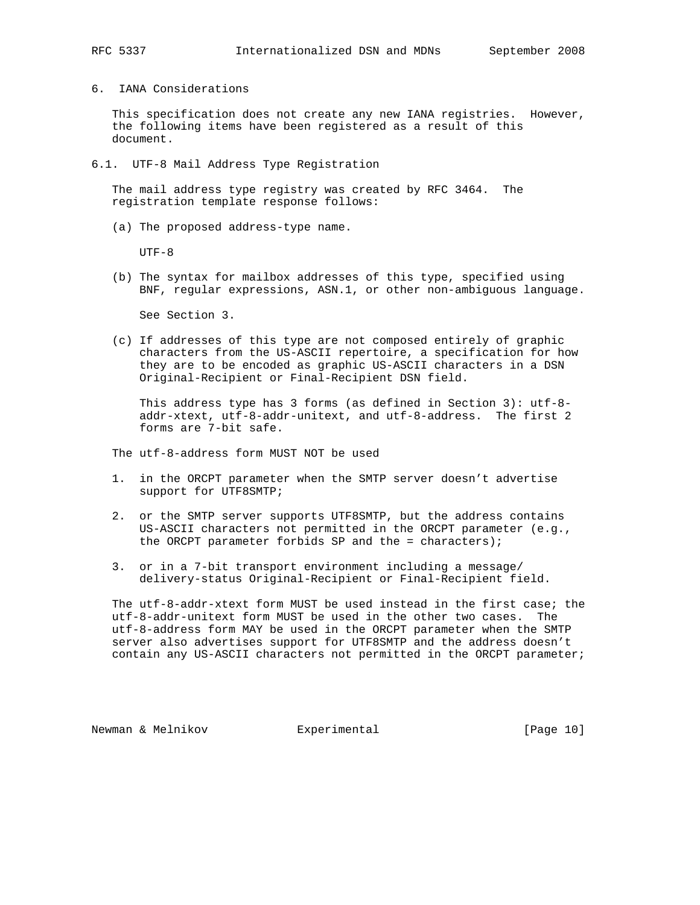## 6. IANA Considerations

This specification does not create any new IANA registries. However, the following items have been registered as a result of this document.

### 6.1. UTF-8 Mail Address Type Registration

The mail address type registry was created by RFC 3464. The registration template response follows:

(a) The proposed address-type name.

UTF-8

(b) The syntax for mailbox addresses of this type, specified using BNF, regular expressions, ASN.1, or other non-ambiguous language.

See Section 3.

(c) If addresses of this type are not composed entirely of graphic characters from the US-ASCII repertoire, a specification for how they are to be encoded as graphic US-ASCII characters in a DSN Original-Recipient or Final-Recipient DSN field.

This address type has 3 forms (as defined in Section 3): utf-8-addr-xtext, utf-8-addr-unitext, and utf-8-address. The first 2 forms are 7-bit safe.

The utf-8-address form MUST NOT be used

1. in the ORCPT parameter when the SMTP server doesn't advertise support for UTF8SMTP;
2. or the SMTP server supports UTF8SMTP, but the address contains US-ASCII characters not permitted in the ORCPT parameter (e.g., the ORCPT parameter forbids SP and the = characters);
3. or in a 7-bit transport environment including a message/delivery-status Original-Recipient or Final-Recipient field.

The utf-8-addr-xtext form MUST be used instead in the first case; the utf-8-addr-unitext form MUST be used in the other two cases. The utf-8-address form MAY be used in the ORCPT parameter when the SMTP server also advertises support for UTF8SMTP and the address doesn't contain any US-ASCII characters not permitted in the ORCPT parameter;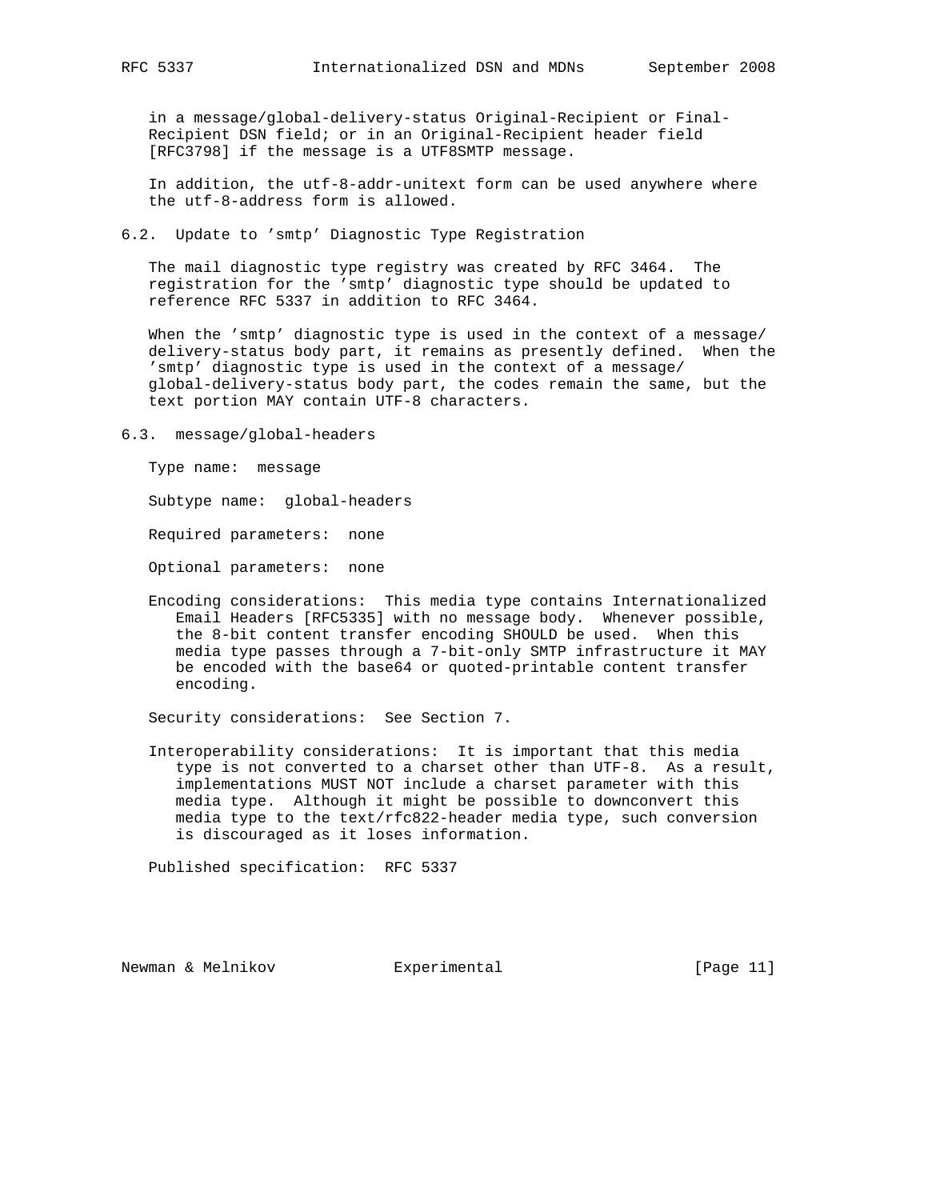in a message/global-delivery-status Original-Recipient or Final-Recipient DSN field; or in an Original-Recipient header field [RFC3798] if the message is a UTF8SMTP message.

In addition, the utf-8-addr-unitext form can be used anywhere where the utf-8-address form is allowed.

## 6.2. Update to 'smtp' Diagnostic Type Registration

The mail diagnostic type registry was created by RFC 3464. The registration for the 'smtp' diagnostic type should be updated to reference RFC 5337 in addition to RFC 3464.

When the 'smtp' diagnostic type is used in the context of a message/delivery-status body part, it remains as presently defined. When the 'smtp' diagnostic type is used in the context of a message/global-delivery-status body part, the codes remain the same, but the text portion MAY contain UTF-8 characters.

## 6.3. message/global-headers

Type name: message

Subtype name: global-headers

Required parameters: none

Optional parameters: none

Encoding considerations: This media type contains Internationalized Email Headers [RFC5335] with no message body. Whenever possible, the 8-bit content transfer encoding SHOULD be used. When this media type passes through a 7-bit-only SMTP infrastructure it MAY be encoded with the base64 or quoted-printable content transfer encoding.

Security considerations: See Section 7.

Interoperability considerations: It is important that this media type is not converted to a charset other than UTF-8. As a result, implementations MUST NOT include a charset parameter with this media type. Although it might be possible to downconvert this media type to the text/rfc822-header media type, such conversion is discouraged as it loses information.

Published specification: RFC 5337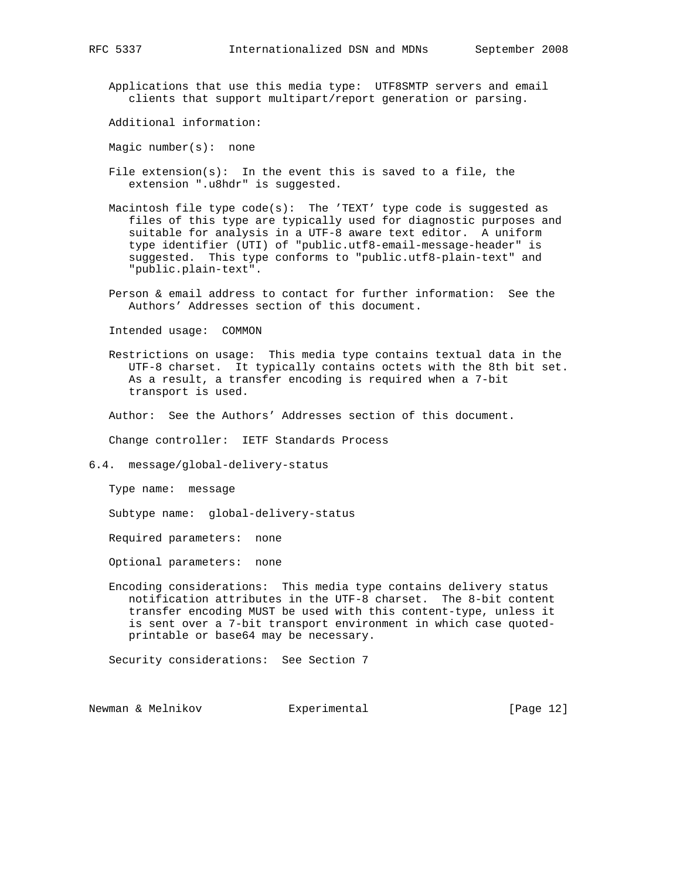Applications that use this media type: UTF8SMTP servers and email clients that support multipart/report generation or parsing.

Additional information:

Magic number(s): none

File extension(s): In the event this is saved to a file, the extension ".u8hdr" is suggested.

Macintosh file type code(s): The 'TEXT' type code is suggested as files of this type are typically used for diagnostic purposes and suitable for analysis in a UTF-8 aware text editor. A uniform type identifier (UTI) of "public.utf8-email-message-header" is suggested. This type conforms to "public.utf8-plain-text" and "public.plain-text".

Person & email address to contact for further information: See the Authors' Addresses section of this document.

Intended usage: COMMON

Restrictions on usage: This media type contains textual data in the UTF-8 charset. It typically contains octets with the 8th bit set. As a result, a transfer encoding is required when a 7-bit transport is used.

Author: See the Authors' Addresses section of this document.

Change controller: IETF Standards Process

### 6.4. message/global-delivery-status

Type name: message

Subtype name: global-delivery-status

Required parameters: none

Optional parameters: none

Encoding considerations: This media type contains delivery status notification attributes in the UTF-8 charset. The 8-bit content transfer encoding MUST be used with this content-type, unless it is sent over a 7-bit transport environment in which case quoted-printable or base64 may be necessary.

Security considerations: See Section 7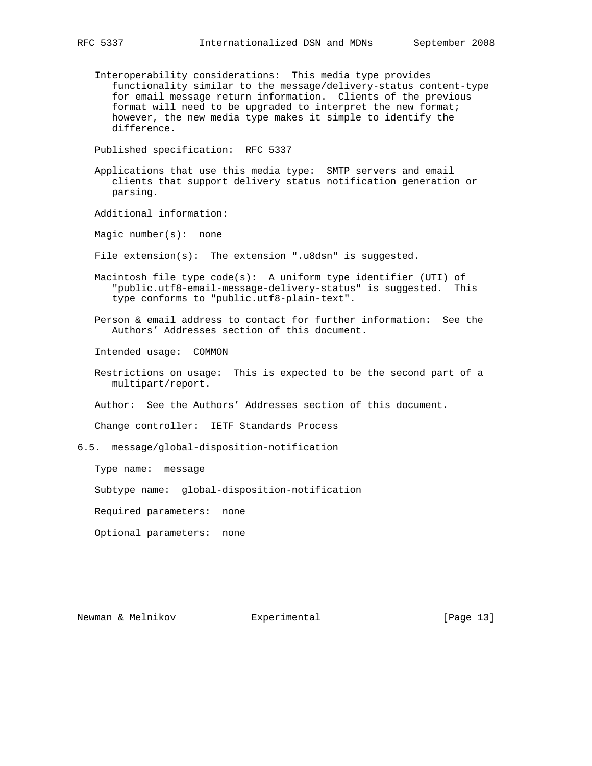Interoperability considerations: This media type provides functionality similar to the message/delivery-status content-type for email message return information. Clients of the previous format will need to be upgraded to interpret the new format; however, the new media type makes it simple to identify the difference.

Published specification: RFC 5337

Applications that use this media type: SMTP servers and email clients that support delivery status notification generation or parsing.

Additional information:

Magic number(s): none

File extension(s): The extension ".u8dsn" is suggested.

Macintosh file type code(s): A uniform type identifier (UTI) of "public.utf8-email-message-delivery-status" is suggested. This type conforms to "public.utf8-plain-text".

Person & email address to contact for further information: See the Authors' Addresses section of this document.

Intended usage: COMMON

Restrictions on usage: This is expected to be the second part of a multipart/report.

Author: See the Authors' Addresses section of this document.

Change controller: IETF Standards Process

### 6.5. message/global-disposition-notification

Type name: message

Subtype name: global-disposition-notification

Required parameters: none

Optional parameters: none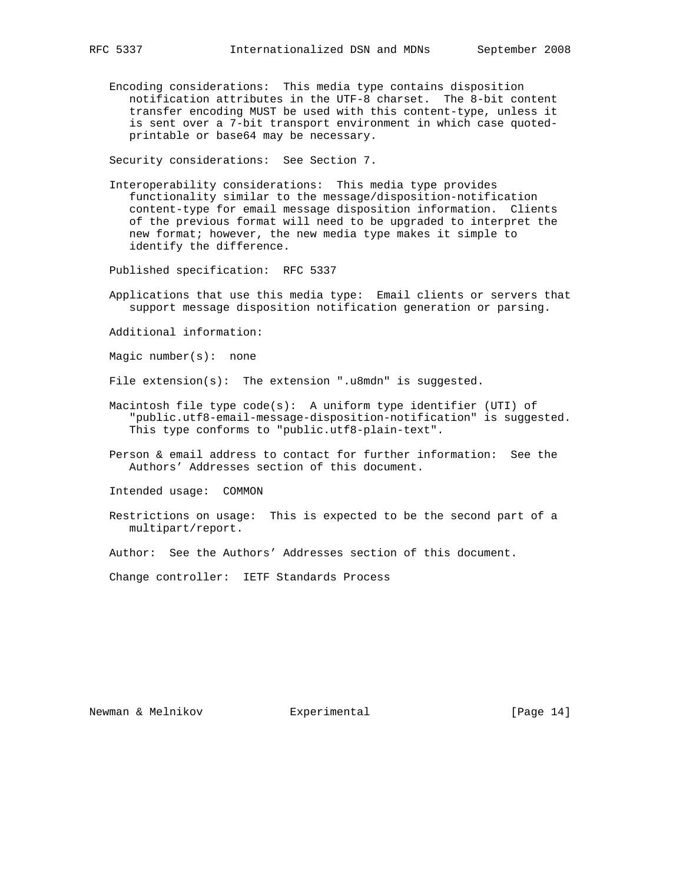Encoding considerations: This media type contains disposition notification attributes in the UTF-8 charset. The 8-bit content transfer encoding MUST be used with this content-type, unless it is sent over a 7-bit transport environment in which case quoted-printable or base64 may be necessary.

Security considerations: See Section 7.

Interoperability considerations: This media type provides functionality similar to the message/disposition-notification content-type for email message disposition information. Clients of the previous format will need to be upgraded to interpret the new format; however, the new media type makes it simple to identify the difference.

Published specification: RFC 5337

Applications that use this media type: Email clients or servers that support message disposition notification generation or parsing.

Additional information:

Magic number(s): none

File extension(s): The extension ".u8mdn" is suggested.

Macintosh file type code(s): A uniform type identifier (UTI) of "public.utf8-email-message-disposition-notification" is suggested. This type conforms to "public.utf8-plain-text".

Person & email address to contact for further information: See the Authors' Addresses section of this document.

Intended usage: COMMON

Restrictions on usage: This is expected to be the second part of a multipart/report.

Author: See the Authors' Addresses section of this document.

Change controller: IETF Standards Process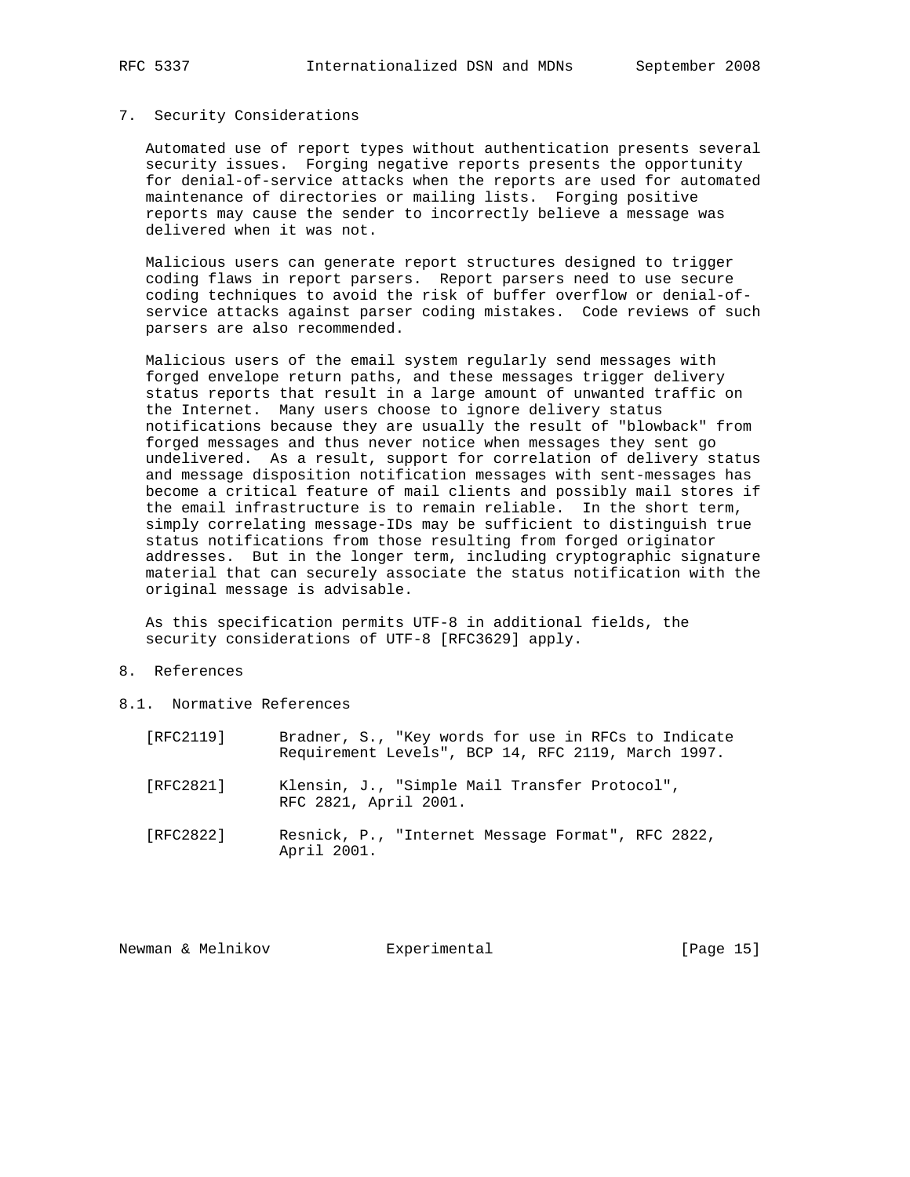## 7. Security Considerations

Automated use of report types without authentication presents several security issues. Forging negative reports presents the opportunity for denial-of-service attacks when the reports are used for automated maintenance of directories or mailing lists. Forging positive reports may cause the sender to incorrectly believe a message was delivered when it was not.

Malicious users can generate report structures designed to trigger coding flaws in report parsers. Report parsers need to use secure coding techniques to avoid the risk of buffer overflow or denial-of-service attacks against parser coding mistakes. Code reviews of such parsers are also recommended.

Malicious users of the email system regularly send messages with forged envelope return paths, and these messages trigger delivery status reports that result in a large amount of unwanted traffic on the Internet. Many users choose to ignore delivery status notifications because they are usually the result of "blowback" from forged messages and thus never notice when messages they sent go undelivered. As a result, support for correlation of delivery status and message disposition notification messages with sent-messages has become a critical feature of mail clients and possibly mail stores if the email infrastructure is to remain reliable. In the short term, simply correlating message-IDs may be sufficient to distinguish true status notifications from those resulting from forged originator addresses. But in the longer term, including cryptographic signature material that can securely associate the status notification with the original message is advisable.

As this specification permits UTF-8 in additional fields, the security considerations of UTF-8 [RFC3629] apply.

## 8. References

### 8.1. Normative References

[RFC2119] Bradner, S., "Key words for use in RFCs to Indicate Requirement Levels", BCP 14, RFC 2119, March 1997.

[RFC2821] Klensin, J., "Simple Mail Transfer Protocol", RFC 2821, April 2001.

[RFC2822] Resnick, P., "Internet Message Format", RFC 2822, April 2001.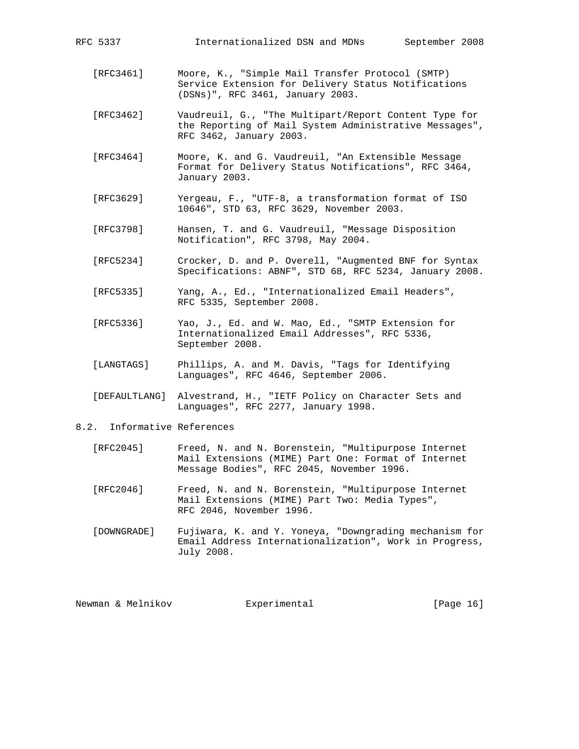[RFC3461] Moore, K., "Simple Mail Transfer Protocol (SMTP) Service Extension for Delivery Status Notifications (DSNs)", RFC 3461, January 2003.

[RFC3462] Vaudreuil, G., "The Multipart/Report Content Type for the Reporting of Mail System Administrative Messages", RFC 3462, January 2003.

[RFC3464] Moore, K. and G. Vaudreuil, "An Extensible Message Format for Delivery Status Notifications", RFC 3464, January 2003.

[RFC3629] Yergeau, F., "UTF-8, a transformation format of ISO 10646", STD 63, RFC 3629, November 2003.

[RFC3798] Hansen, T. and G. Vaudreuil, "Message Disposition Notification", RFC 3798, May 2004.

[RFC5234] Crocker, D. and P. Overell, "Augmented BNF for Syntax Specifications: ABNF", STD 68, RFC 5234, January 2008.

[RFC5335] Yang, A., Ed., "Internationalized Email Headers", RFC 5335, September 2008.

[RFC5336] Yao, J., Ed. and W. Mao, Ed., "SMTP Extension for Internationalized Email Addresses", RFC 5336, September 2008.

[LANGTAGS] Phillips, A. and M. Davis, "Tags for Identifying Languages", RFC 4646, September 2006.

[DEFAULTLANG] Alvestrand, H., "IETF Policy on Character Sets and Languages", RFC 2277, January 1998.

### 8.2. Informative References

[RFC2045] Freed, N. and N. Borenstein, "Multipurpose Internet Mail Extensions (MIME) Part One: Format of Internet Message Bodies", RFC 2045, November 1996.

[RFC2046] Freed, N. and N. Borenstein, "Multipurpose Internet Mail Extensions (MIME) Part Two: Media Types", RFC 2046, November 1996.

[DOWNGRADE] Fujiwara, K. and Y. Yoneya, "Downgrading mechanism for Email Address Internationalization", Work in Progress, July 2008.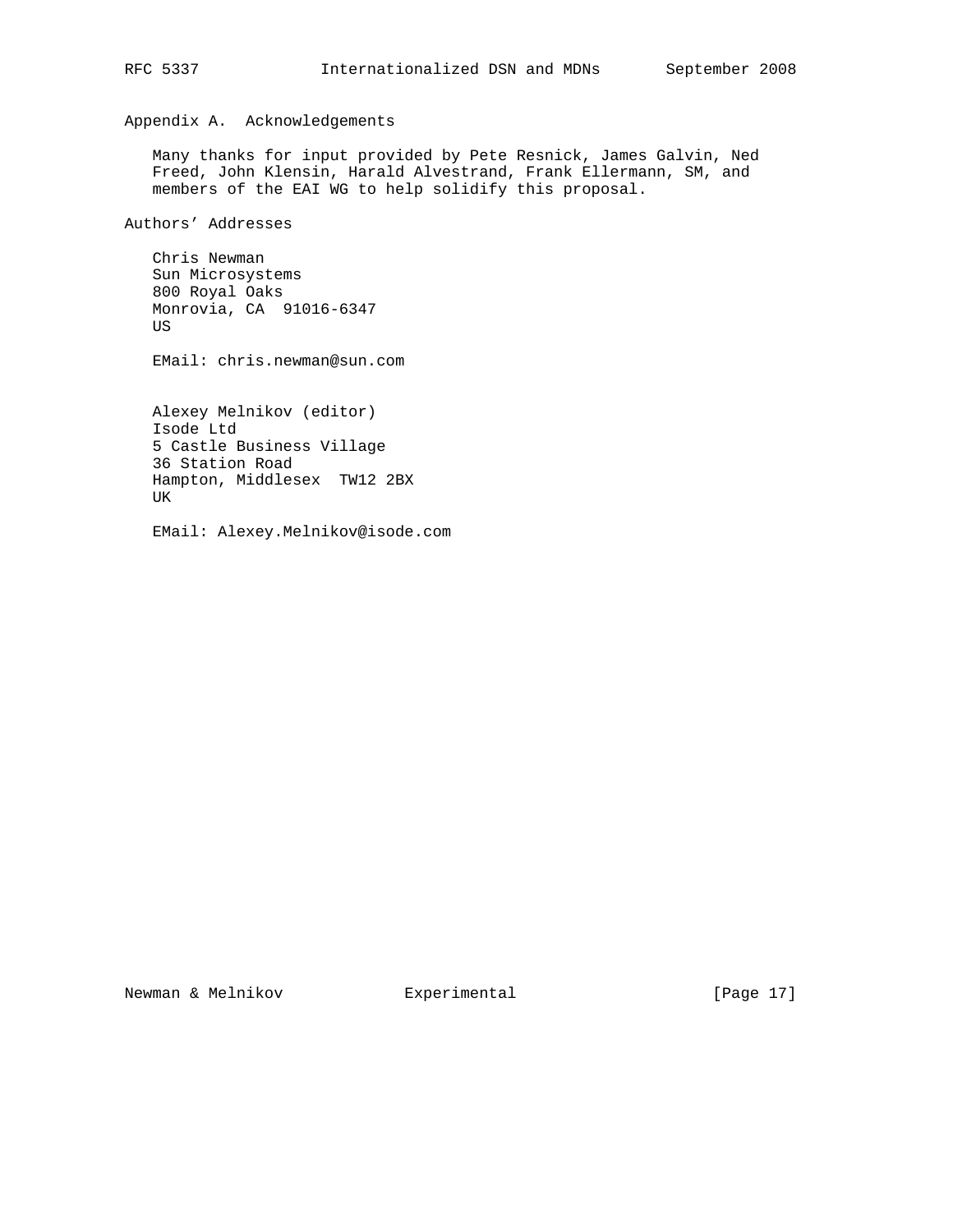## Appendix A. Acknowledgements

Many thanks for input provided by Pete Resnick, James Galvin, Ned Freed, John Klensin, Harald Alvestrand, Frank Ellermann, SM, and members of the EAI WG to help solidify this proposal.

## Authors' Addresses

Chris Newman
Sun Microsystems
800 Royal Oaks
Monrovia, CA 91016-6347
US

EMail: chris.newman@sun.com

Alexey Melnikov (editor)
Isode Ltd
5 Castle Business Village
36 Station Road
Hampton, Middlesex TW12 2BX
UK

EMail: Alexey.Melnikov@isode.com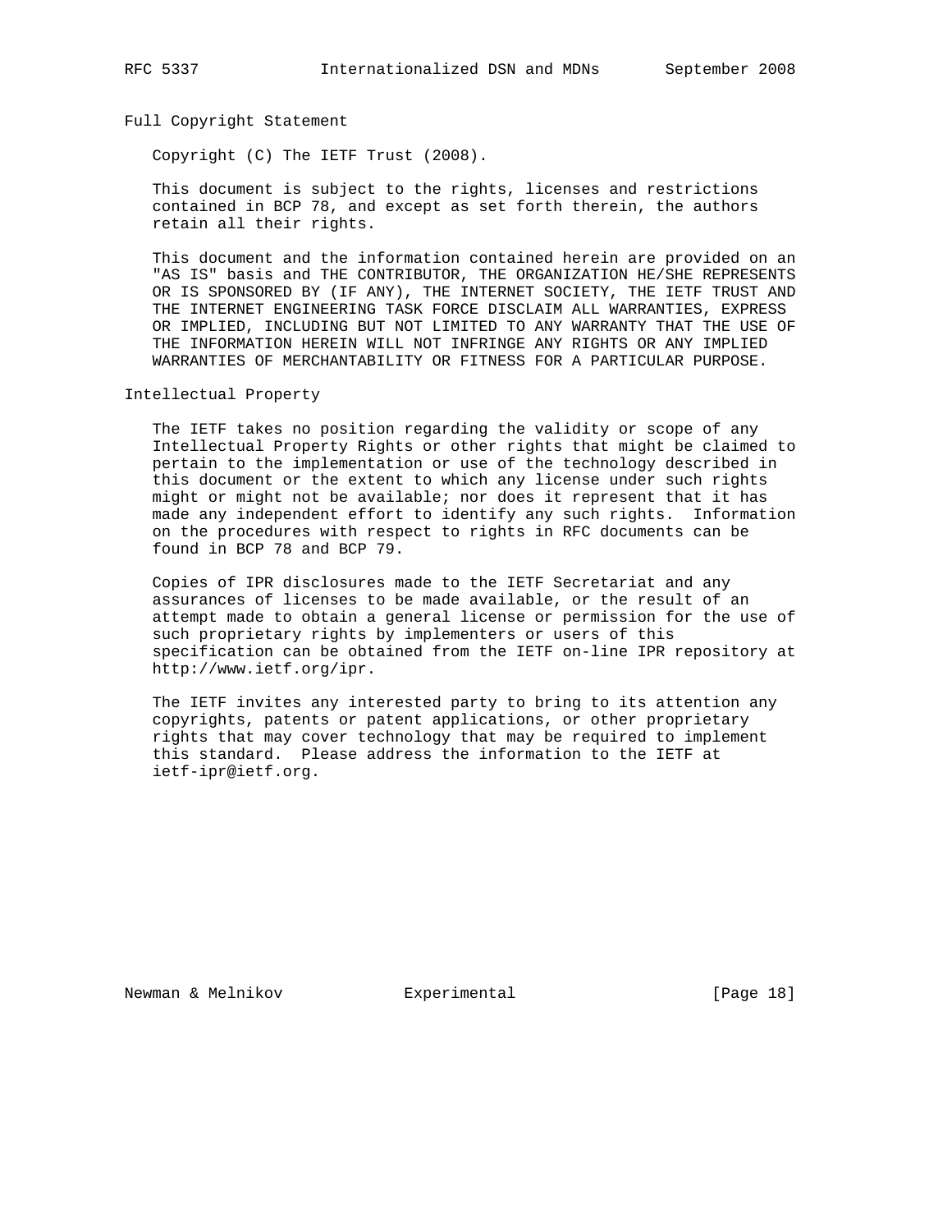## Full Copyright Statement

Copyright (C) The IETF Trust (2008).

This document is subject to the rights, licenses and restrictions contained in BCP 78, and except as set forth therein, the authors retain all their rights.

This document and the information contained herein are provided on an "AS IS" basis and THE CONTRIBUTOR, THE ORGANIZATION HE/SHE REPRESENTS OR IS SPONSORED BY (IF ANY), THE INTERNET SOCIETY, THE IETF TRUST AND THE INTERNET ENGINEERING TASK FORCE DISCLAIM ALL WARRANTIES, EXPRESS OR IMPLIED, INCLUDING BUT NOT LIMITED TO ANY WARRANTY THAT THE USE OF THE INFORMATION HEREIN WILL NOT INFRINGE ANY RIGHTS OR ANY IMPLIED WARRANTIES OF MERCHANTABILITY OR FITNESS FOR A PARTICULAR PURPOSE.

## Intellectual Property

The IETF takes no position regarding the validity or scope of any Intellectual Property Rights or other rights that might be claimed to pertain to the implementation or use of the technology described in this document or the extent to which any license under such rights might or might not be available; nor does it represent that it has made any independent effort to identify any such rights. Information on the procedures with respect to rights in RFC documents can be found in BCP 78 and BCP 79.

Copies of IPR disclosures made to the IETF Secretariat and any assurances of licenses to be made available, or the result of an attempt made to obtain a general license or permission for the use of such proprietary rights by implementers or users of this specification can be obtained from the IETF on-line IPR repository at http://www.ietf.org/ipr.

The IETF invites any interested party to bring to its attention any copyrights, patents or patent applications, or other proprietary rights that may cover technology that may be required to implement this standard. Please address the information to the IETF at ietf-ipr@ietf.org.